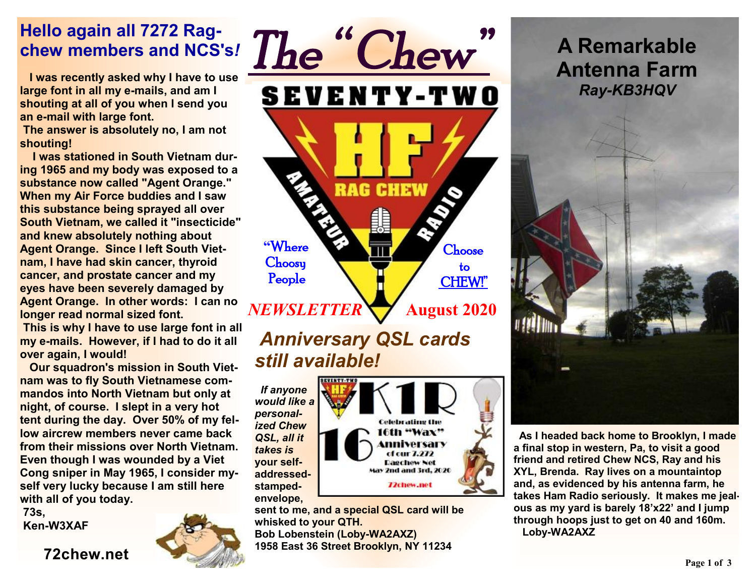# The "Chew"

## SEVENTY-TWO HF RAG CHEW AMATEUR RADIO

"Where Choosy People Choose to CHEW!"

*NEWSLETTER* **August 2020**

## Hello again all 7272 Rag-chew members and NCS's!

**I was recently asked why I have to use large font in all my e-mails, and am I shouting at all of you when I send you an e-mail with large font.**

**The answer is absolutely no, I am not shouting!**

**I was stationed in South Vietnam during 1965 and my body was exposed to a substance now called "Agent Orange." When my Air Force buddies and I saw this substance being sprayed all over South Vietnam, we called it "insecticide" and knew absolutely nothing about Agent Orange. Since I left South Vietnam, I have had skin cancer, thyroid cancer, and prostate cancer and my eyes have been severely damaged by Agent Orange. In other words: I can no longer read normal sized font.**

**This is why I have to use large font in all my e-mails. However, if I had to do it all over again, I would!**

**Our squadron's mission in South Vietnam was to fly South Vietnamese commandos into North Vietnam but only at night, of course. I slept in a very hot tent during the day. Over 50% of my fellow aircrew members never came back from their missions over North Vietnam. Even though I was wounded by a Viet Cong sniper in May 1965, I consider myself very lucky because I am still here with all of you today.**

**73s,**

**Ken-W3XAF**

**72chew.net**

## *Anniversary QSL cards still available!*

***If anyone would like a personalized Chew QSL, all it takes is*** **your self-addressed-stamped-envelope, sent to me, and a special QSL card will be whisked to your QTH.**

**Bob Lobenstein (Loby-WA2AXZ)**
**1958 East 36 Street Brooklyn, NY 11234**

K1R — Celebrating the 16th "Wax" Anniversary of our 7.272 Ragchew Net May 2nd and 3rd, 2020 — 72chew.net

## A Remarkable Antenna Farm

***Ray-KB3HQV***

**As I headed back home to Brooklyn, I made a final stop in western, Pa, to visit a good friend and retired Chew NCS, Ray and his XYL, Brenda. Ray lives on a mountaintop and, as evidenced by his antenna farm, he takes Ham Radio seriously. It makes me jealous as my yard is barely 18'x22' and I jump through hoops just to get on 40 and 160m.**

**Loby-WA2AXZ**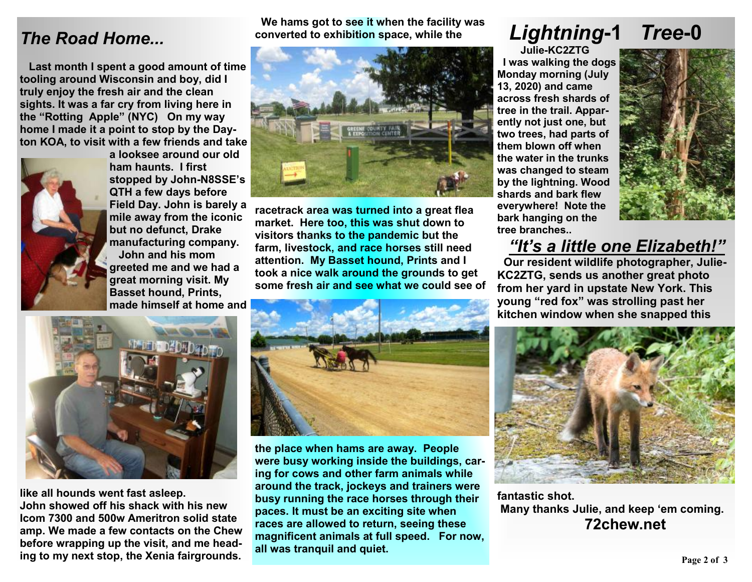## *The Road Home...*

Last month I spent a good amount of time tooling around Wisconsin and boy, did I truly enjoy the fresh air and the clean sights. It was a far cry from living here in the "Rotting Apple" (NYC) On my way home I made it a point to stop by the Dayton KOA, to visit with a few friends and take a looksee around our old ham haunts. I first stopped by John-N8SSE's QTH a few days before Field Day. John is barely a mile away from the iconic but no defunct, Drake manufacturing company.

John and his mom greeted me and we had a great morning visit. My Basset hound, Prints, made himself at home and like all hounds went fast asleep. John showed off his shack with his new Icom 7300 and 500w Ameritron solid state amp. We made a few contacts on the Chew before wrapping up the visit, and me heading to my next stop, the Xenia fairgrounds.

We hams got to see it when the facility was converted to exhibition space, while the racetrack area was turned into a great flea market. Here too, this was shut down to visitors thanks to the pandemic but the farm, livestock, and race horses still need attention. My Basset hound, Prints and I took a nice walk around the grounds to get some fresh air and see what we could see of the place when hams are away. People were busy working inside the buildings, caring for cows and other farm animals while around the track, jockeys and trainers were busy running the race horses through their paces. It must be an exciting site when races are allowed to return, seeing these magnificent animals at full speed. For now, all was tranquil and quiet.

## *Lightning*-1 *Tree*-0

Julie-KC2ZTG

I was walking the dogs Monday morning (July 13, 2020) and came across fresh shards of tree in the trail. Apparently not just one, but two trees, had parts of them blown off when the water in the trunks was changed to steam by the lightning. Wood shards and bark flew everywhere! Note the bark hanging on the tree branches..

## *"It's a little one Elizabeth!"*

Our resident wildlife photographer, Julie-KC2ZTG, sends us another great photo from her yard in upstate New York. This young "red fox" was strolling past her kitchen window when she snapped this fantastic shot.

Many thanks Julie, and keep 'em coming.

**72chew.net**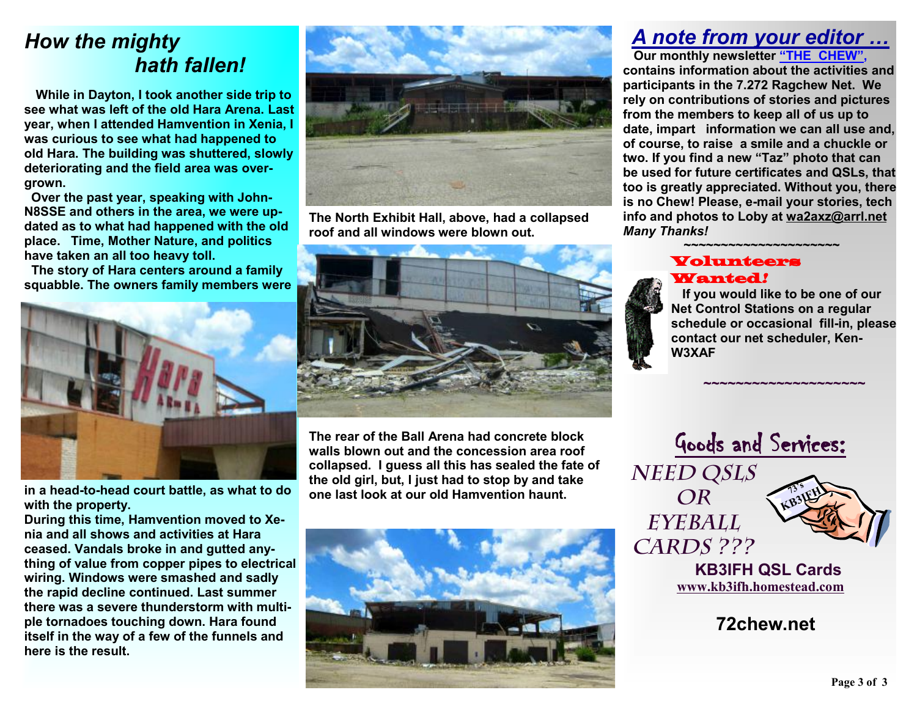# *How the mighty hath fallen!*

**While in Dayton, I took another side trip to see what was left of the old Hara Arena. Last year, when I attended Hamvention in Xenia, I was curious to see what had happened to old Hara. The building was shuttered, slowly deteriorating and the field area was overgrown.**

**Over the past year, speaking with John-N8SSE and others in the area, we were updated as to what had happened with the old place. Time, Mother Nature, and politics have taken an all too heavy toll.**

**The story of Hara centers around a family squabble. The owners family members were in a head-to-head court battle, as what to do with the property.**

**During this time, Hamvention moved to Xenia and all shows and activities at Hara ceased. Vandals broke in and gutted anything of value from copper pipes to electrical wiring. Windows were smashed and sadly the rapid decline continued. Last summer there was a severe thunderstorm with multiple tornadoes touching down. Hara found itself in the way of a few of the funnels and here is the result.**

**The North Exhibit Hall, above, had a collapsed roof and all windows were blown out.**

**The rear of the Ball Arena had concrete block walls blown out and the concession area roof collapsed. I guess all this has sealed the fate of the old girl, but, I just had to stop by and take one last look at our old Hamvention haunt.**

## *A note from your editor …*

**Our monthly newsletter "THE CHEW", contains information about the activities and participants in the 7.272 Ragchew Net. We rely on contributions of stories and pictures from the members to keep all of us up to date, impart information we can all use and, of course, to raise a smile and a chuckle or two. If you find a new "Taz" photo that can be used for future certificates and QSLs, that too is greatly appreciated. Without you, there is no Chew! Please, e-mail your stories, tech info and photos to Loby at wa2axz@arrl.net**
***Many Thanks!***

~~~~~~~~~~~~~~~~~~~~~~

### Volunteers Wanted!

**If you would like to be one of our Net Control Stations on a regular schedule or occasional fill-in, please contact our net scheduler, Ken-W3XAF**

~~~~~~~~~~~~~~~~~~~~~

## Goods and Services:

NEED QSLS OR EYEBALL CARDS ???

**KB3IFH QSL Cards**
**www.kb3ifh.homestead.com**

**72chew.net**